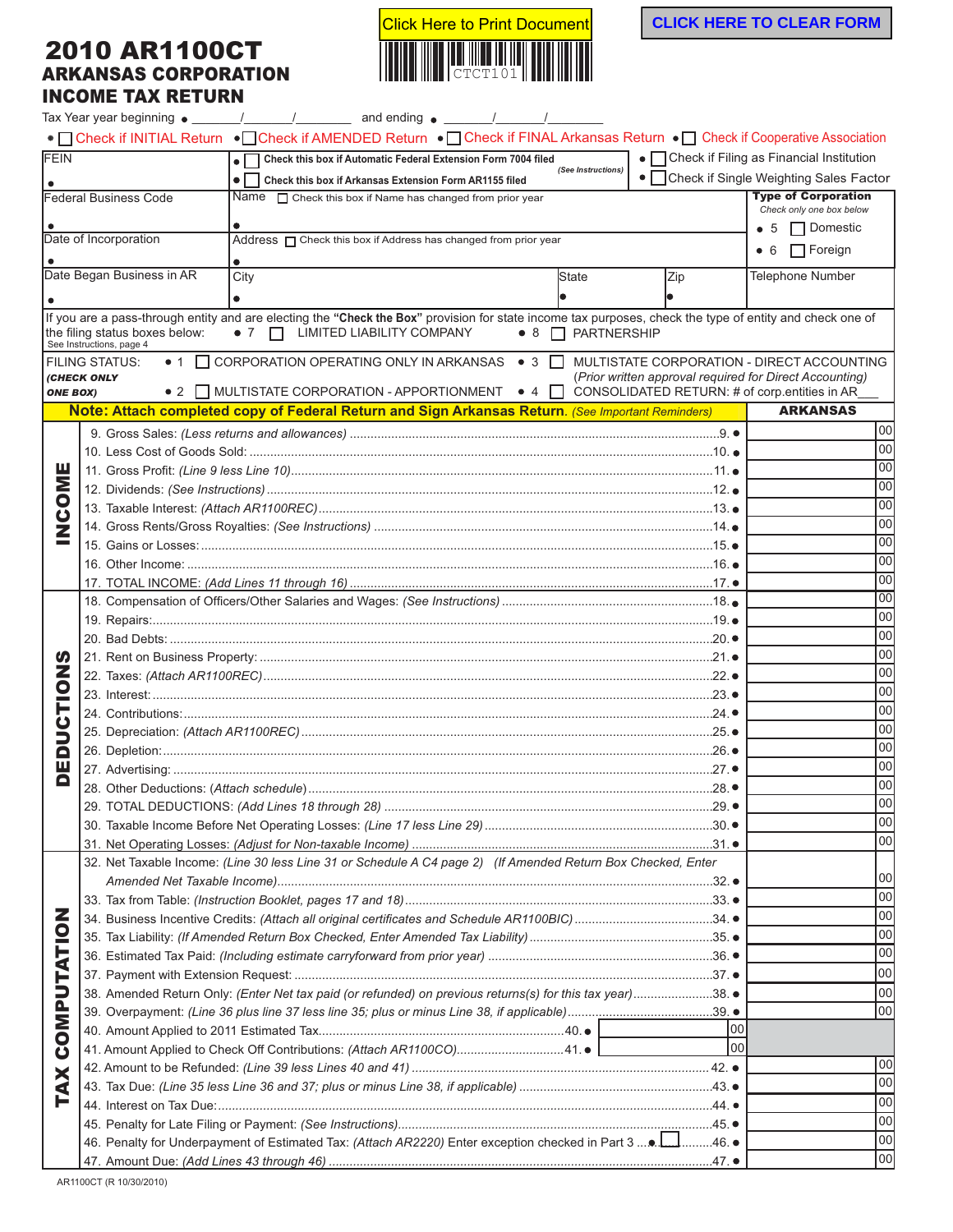Click Here to Print Document

CLICK HERE TO CLEAR FORM

# 2010 AR1100CT
## ARKANSAS CORPORATION INCOME TAX RETURN

CTCT101

Tax Year year beginning ● _______/_______/________ and ending ● _______/_______/________

● ☐ Check if INITIAL Return ● ☐ Check if AMENDED Return ● ☐ Check if FINAL Arkansas Return ● ☐ Check if Cooperative Association

| | | |
|---|---|---|
| FEIN ● | ● ☐ Check this box if Automatic Federal Extension Form 7004 filed *(See Instructions)*<br>● ☐ Check this box if Arkansas Extension Form AR1155 filed | ● ☐ Check if Filing as Financial Institution<br>● ☐ Check if Single Weighting Sales Factor |
| Federal Business Code ● | Name ☐ Check this box if Name has changed from prior year ● | **Type of Corporation** *Check only one box below*<br>● 5 ☐ Domestic<br>● 6 ☐ Foreign |
| Date of Incorporation ● | Address ☐ Check this box if Address has changed from prior year ● | |
| Date Began Business in AR ● | City ● / State ● / Zip ● | Telephone Number |

If you are a pass-through entity and are electing the **"Check the Box"** provision for state income tax purposes, check the type of entity and check one of the filing status boxes below: ● 7 ☐ LIMITED LIABILITY COMPANY ● 8 ☐ PARTNERSHIP
See Instructions, page 4

FILING STATUS: *(CHECK ONLY ONE BOX)*
● 1 ☐ CORPORATION OPERATING ONLY IN ARKANSAS
● 2 ☐ MULTISTATE CORPORATION - APPORTIONMENT
● 3 ☐ MULTISTATE CORPORATION - DIRECT ACCOUNTING *(Prior written approval required for Direct Accounting)*
● 4 ☐ CONSOLIDATED RETURN: # of corp.entities in AR___

**Note: Attach completed copy of Federal Return and Sign Arkansas Return.** *(See Important Reminders)*

| Section | Line | ARKANSAS |
|---|---|---|
| **INCOME** | 9. Gross Sales: *(Less returns and allowances)* ....9. ● | 00 |
| | 10. Less Cost of Goods Sold: ....10. ● | 00 |
| | 11. Gross Profit: *(Line 9 less Line 10)* ....11. ● | 00 |
| | 12. Dividends: *(See Instructions)* ....12. ● | 00 |
| | 13. Taxable Interest: *(Attach AR1100REC)* ....13. ● | 00 |
| | 14. Gross Rents/Gross Royalties: *(See Instructions)* ....14. ● | 00 |
| | 15. Gains or Losses: ....15. ● | 00 |
| | 16. Other Income: ....16. ● | 00 |
| | 17. TOTAL INCOME: *(Add Lines 11 through 16)* ....17. ● | 00 |
| **DEDUCTIONS** | 18. Compensation of Officers/Other Salaries and Wages: *(See Instructions)* ....18. ● | 00 |
| | 19. Repairs: ....19. ● | 00 |
| | 20. Bad Debts: ....20. ● | 00 |
| | 21. Rent on Business Property: ....21. ● | 00 |
| | 22. Taxes: *(Attach AR1100REC)* ....22. ● | 00 |
| | 23. Interest: ....23. ● | 00 |
| | 24. Contributions: ....24. ● | 00 |
| | 25. Depreciation: *(Attach AR1100REC)* ....25. ● | 00 |
| | 26. Depletion: ....26. ● | 00 |
| | 27. Advertising: ....27. ● | 00 |
| | 28. Other Deductions: *(Attach schedule)* ....28. ● | 00 |
| | 29. TOTAL DEDUCTIONS: *(Add Lines 18 through 28)* ....29. ● | 00 |
| | 30. Taxable Income Before Net Operating Losses: *(Line 17 less Line 29)* ....30. ● | 00 |
| | 31. Net Operating Losses: *(Adjust for Non-taxable Income)* ....31. ● | 00 |
| **TAX COMPUTATION** | 32. Net Taxable Income: *(Line 30 less Line 31 or Schedule A C4 page 2)* *(If Amended Return Box Checked, Enter Amended Net Taxable Income)* ....32. ● | 00 |
| | 33. Tax from Table: *(Instruction Booklet, pages 17 and 18)* ....33. ● | 00 |
| | 34. Business Incentive Credits: *(Attach all original certificates and Schedule AR1100BIC)* ....34. ● | 00 |
| | 35. Tax Liability: *(If Amended Return Box Checked, Enter Amended Tax Liability)* ....35. ● | 00 |
| | 36. Estimated Tax Paid: *(Including estimate carryforward from prior year)* ....36. ● | 00 |
| | 37. Payment with Extension Request: ....37. ● | 00 |
| | 38. Amended Return Only: *(Enter Net tax paid (or refunded) on previous return(s) for this tax year)* ....38. ● | 00 |
| | 39. Overpayment: *(Line 36 plus line 37 less line 35; plus or minus Line 38, if applicable)* ....39. ● | 00 |
| | 40. Amount Applied to 2011 Estimated Tax....40. ● ______ 00 | |
| | 41. Amount Applied to Check Off Contributions: *(Attach AR1100CO)*....41. ● ______ 00 | |
| | 42. Amount to be Refunded: *(Line 39 less Lines 40 and 41)* ....42. ● | 00 |
| | 43. Tax Due: *(Line 35 less Line 36 and 37; plus or minus Line 38, if applicable)* ....43. ● | 00 |
| | 44. Interest on Tax Due: ....44. ● | 00 |
| | 45. Penalty for Late Filing or Payment: *(See Instructions)* ....45. ● | 00 |
| | 46. Penalty for Underpayment of Estimated Tax: *(Attach AR2220)* Enter exception checked in Part 3 ....● ☐ ....46. ● | 00 |
| | 47. Amount Due: *(Add Lines 43 through 46)* ....47. ● | 00 |

AR1100CT (R 10/30/2010)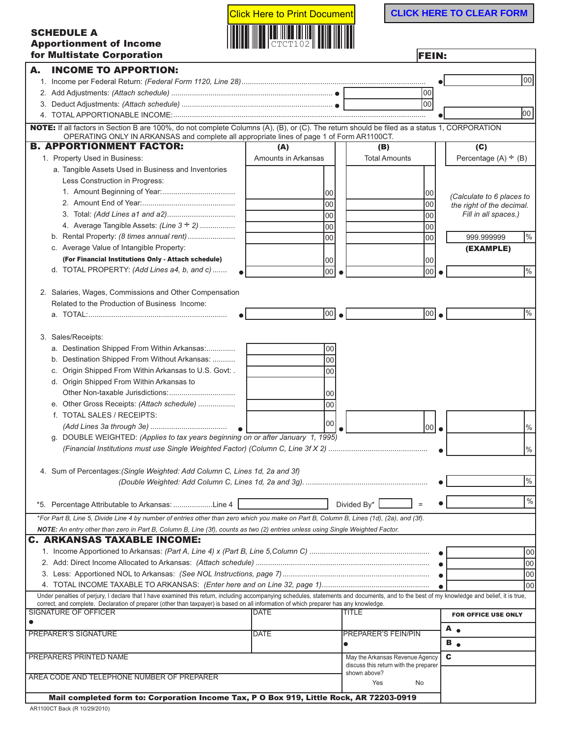Click Here to Print Document | CLICK HERE TO CLEAR FORM

CTCT102

# SCHEDULE A
## Apportionment of Income for Multistate Corporation

**FEIN:**

## A. INCOME TO APPORTION:

| | | |
|---|---|---|
| 1. Income per Federal Return: *(Federal Form 1120, Line 28)* | | 00 |
| 2. Add Adjustments: *(Attach schedule)* | 00 | |
| 3. Deduct Adjustments: *(Attach schedule)* | 00 | |
| 4. TOTAL APPORTIONABLE INCOME: | | 00 |

**NOTE:** If all factors in Section B are 100%, do not complete Columns (A), (B), or (C). The return should be filed as a status 1, CORPORATION OPERATING ONLY IN ARKANSAS and complete all appropriate lines of page 1 of Form AR1100CT.

## B. APPORTIONMENT FACTOR:

| | (A) Amounts in Arkansas | (B) Total Amounts | (C) Percentage (A) ÷ (B) |
|---|---|---|---|
| 1. Property Used in Business: | | | |
| a. Tangible Assets Used in Business and Inventories Less Construction in Progress: | | | *(Calculate to 6 places to the right of the decimal. Fill in all spaces.)* |
| 1. Amount Beginning of Year: | 00 | 00 | |
| 2. Amount End of Year: | 00 | 00 | |
| 3. Total: *(Add Lines a1 and a2)* | 00 | 00 | |
| 4. Average Tangible Assets: *(Line 3 ÷ 2)* | 00 | 00 | |
| b. Rental Property: *(8 times annual rent)* | 00 | 00 | 999.999999 % |
| c. Average Value of Intangible Property: **(For Financial Institutions Only - Attach schedule)** | 00 | 00 | **(EXAMPLE)** |
| d. TOTAL PROPERTY: *(Add Lines a4, b, and c)* | 00 | 00 | % |
| 2. Salaries, Wages, Commissions and Other Compensation Related to the Production of Business Income: | | | |
| a. TOTAL: | 00 | 00 | % |
| 3. Sales/Receipts: | | | |
| a. Destination Shipped From Within Arkansas: | 00 | | |
| b. Destination Shipped From Without Arkansas: | 00 | | |
| c. Origin Shipped From Within Arkansas to U.S. Govt: | 00 | | |
| d. Origin Shipped From Within Arkansas to Other Non-taxable Jurisdictions: | 00 | | |
| e. Other Gross Receipts: *(Attach schedule)* | 00 | | |
| f. TOTAL SALES / RECEIPTS: *(Add Lines 3a through 3e)* | 00 | 00 | % |
| g. DOUBLE WEIGHTED: *(Applies to tax years beginning on or after January 1, 1995) (Financial Institutions must use Single Weighted Factor) (Column C, Line 3f X 2)* | | | % |
| 4. Sum of Percentages: *(Single Weighted: Add Column C, Lines 1d, 2a and 3f) (Double Weighted: Add Column C, Lines 1d, 2a and 3g).* | | | % |
| *5. Percentage Attributable to Arkansas: Line 4 ______ Divided By* ______ = | | | % |

**For Part B, Line 5, Divide Line 4 by number of entries other than zero which you make on Part B, Column B, Lines (1d), (2a), and (3f).*

***NOTE:** An entry other than zero in Part B, Column B, Line (3f), counts as two (2) entries unless using Single Weighted Factor.*

## C. ARKANSAS TAXABLE INCOME:

| | |
|---|---|
| 1. Income Apportioned to Arkansas: *(Part A, Line 4) x (Part B, Line 5, Column C)* | 00 |
| 2. Add: Direct Income Allocated to Arkansas: *(Attach schedule)* | 00 |
| 3. Less: Apportioned NOL to Arkansas: *(See NOL Instructions, page 7)* | 00 |
| 4. TOTAL INCOME TAXABLE TO ARKANSAS: *(Enter here and on Line 32, page 1)* | 00 |

Under penalties of perjury, I declare that I have examined this return, including accompanying schedules, statements and documents, and to the best of my knowledge and belief, it is true, correct, and complete. Declaration of preparer (other than taxpayer) is based on all information of which preparer has any knowledge.

| | | | |
|---|---|---|---|
| SIGNATURE OF OFFICER | DATE | TITLE | **FOR OFFICE USE ONLY** |
| PREPARER'S SIGNATURE | DATE | PREPARER'S FEIN/PIN | **A** |
| | | | **B** |
| PREPARERS PRINTED NAME | | May the Arkansas Revenue Agency discuss this return with the preparer shown above? Yes No | **C** |
| AREA CODE AND TELEPHONE NUMBER OF PREPARER | | | |

**Mail completed form to: Corporation Income Tax, P O Box 919, Little Rock, AR 72203-0919**

AR1100CT Back (R 10/29/2010)